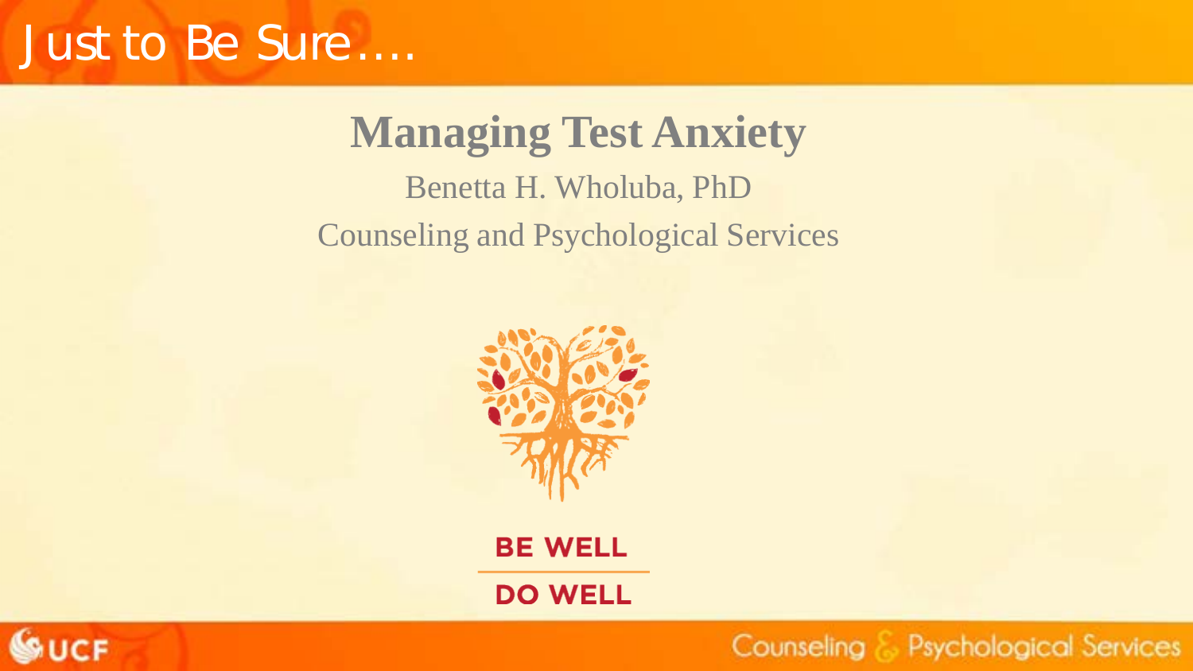# Just to Be Sure….

## Managing Test Anxiety

Benetta H. Wholuba, PhD

Counseling and Psychological Services

BE WELL

DO WELL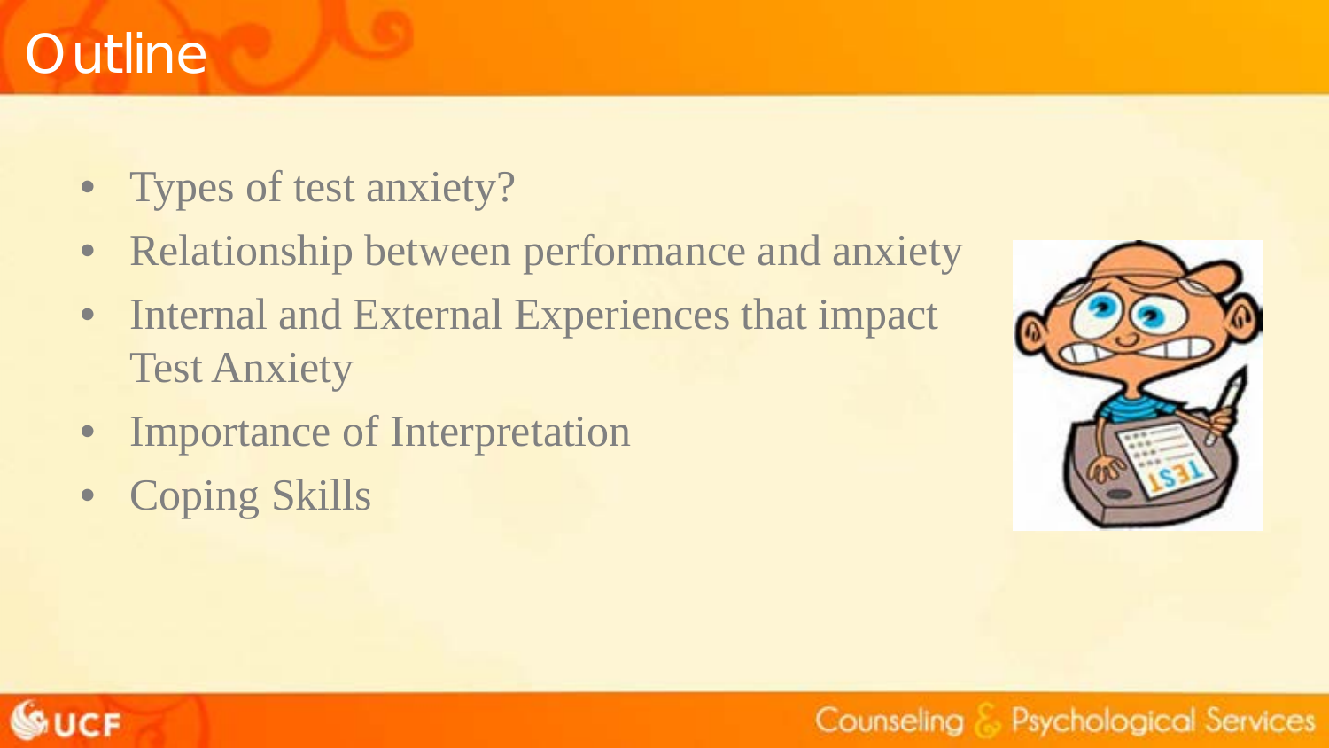# Outline

- Types of test anxiety?
- Relationship between performance and anxiety
- Internal and External Experiences that impact Test Anxiety
- Importance of Interpretation
- Coping Skills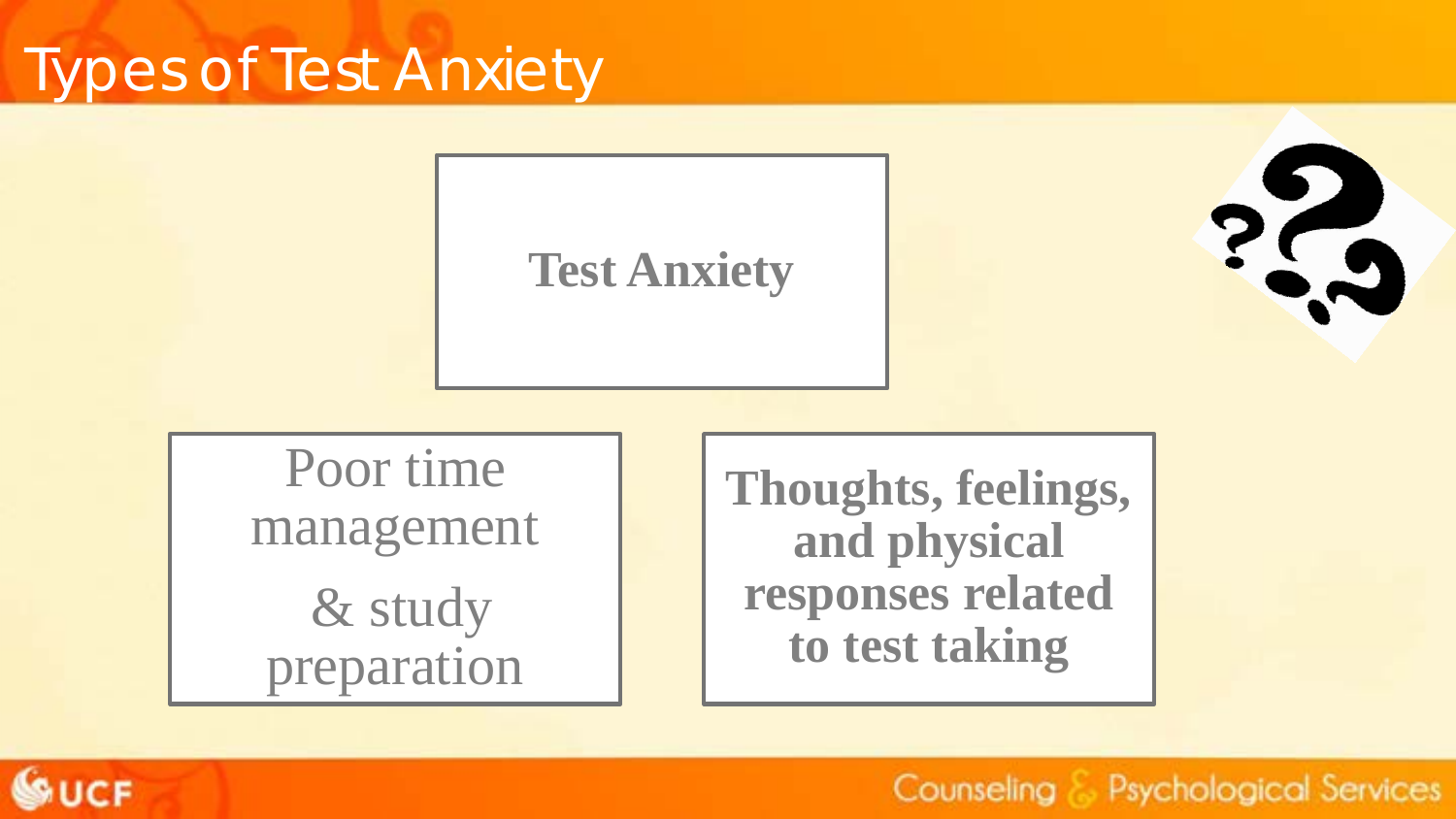# Types of Test Anxiety

**Test Anxiety**

- Poor time management & study preparation
- **Thoughts, feelings, and physical responses related to test taking**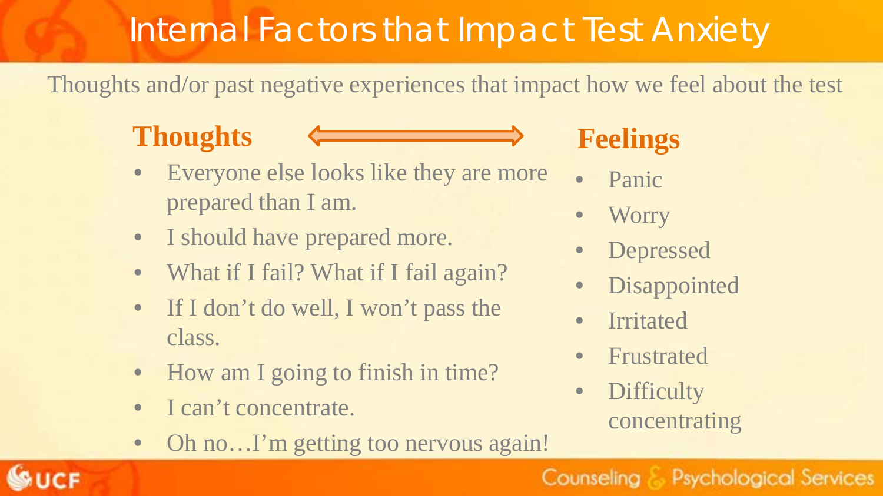# Internal Factors that Impact Test Anxiety

Thoughts and/or past negative experiences that impact how we feel about the test

## Thoughts ⟷ Feelings

### Thoughts

- Everyone else looks like they are more prepared than I am.
- I should have prepared more.
- What if I fail? What if I fail again?
- If I don't do well, I won't pass the class.
- How am I going to finish in time?
- I can't concentrate.
- Oh no…I'm getting too nervous again!

### Feelings

- Panic
- Worry
- Depressed
- Disappointed
- Irritated
- Frustrated
- Difficulty concentrating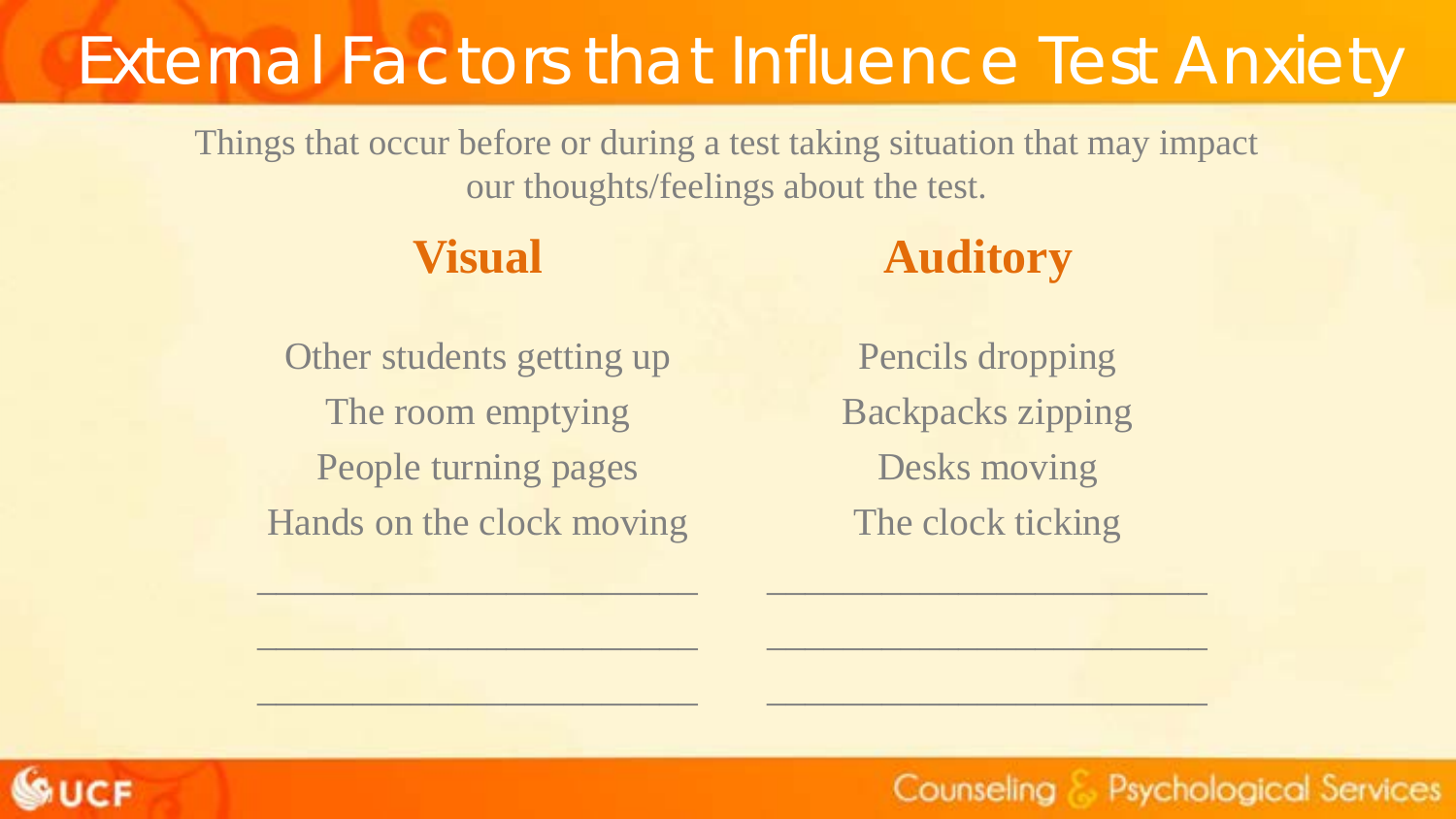# External Factors that Influence Test Anxiety

Things that occur before or during a test taking situation that may impact our thoughts/feelings about the test.

| **Visual** | **Auditory** |
| --- | --- |
| Other students getting up | Pencils dropping |
| The room emptying | Backpacks zipping |
| People turning pages | Desks moving |
| Hands on the clock moving | The clock ticking |
| ______________________ | ______________________ |
| ______________________ | ______________________ |
| ______________________ | ______________________ |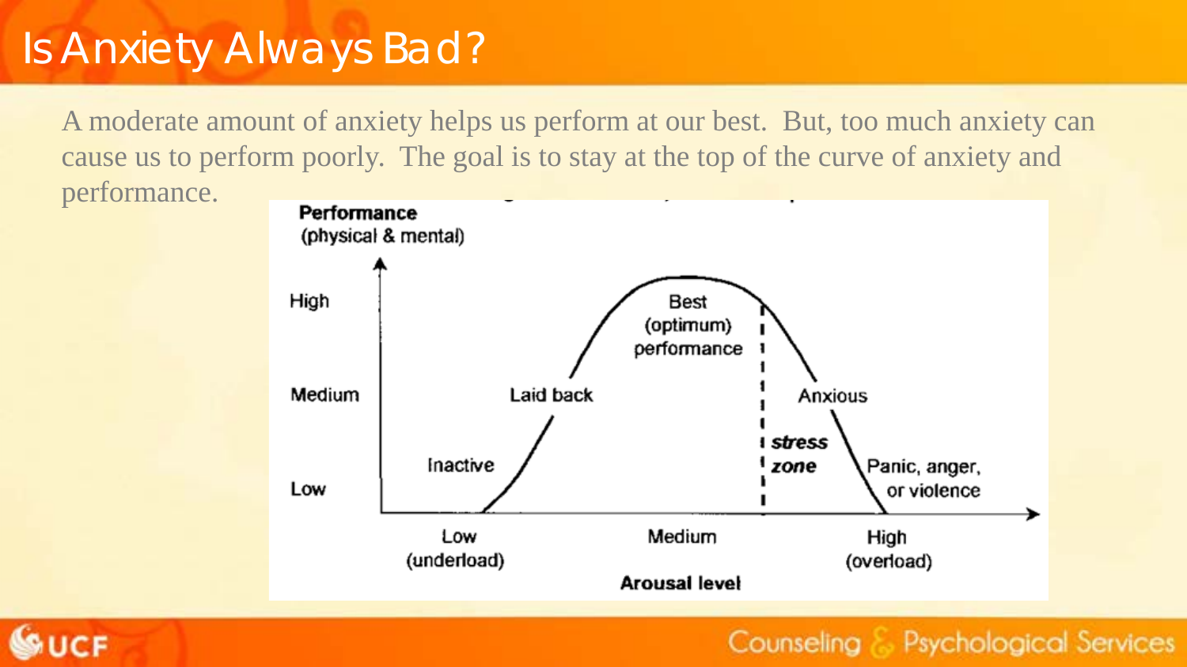# Is Anxiety Always Bad?

A moderate amount of anxiety helps us perform at our best. But, too much anxiety can cause us to perform poorly. The goal is to stay at the top of the curve of anxiety and performance.

**Performance**
(physical & mental)

High
Medium
Low

Inactive
Laid back
Best (optimum) performance
Anxious
***stress zone***
Panic, anger, or violence

Low (underload)
Medium
High (overload)

**Arousal level**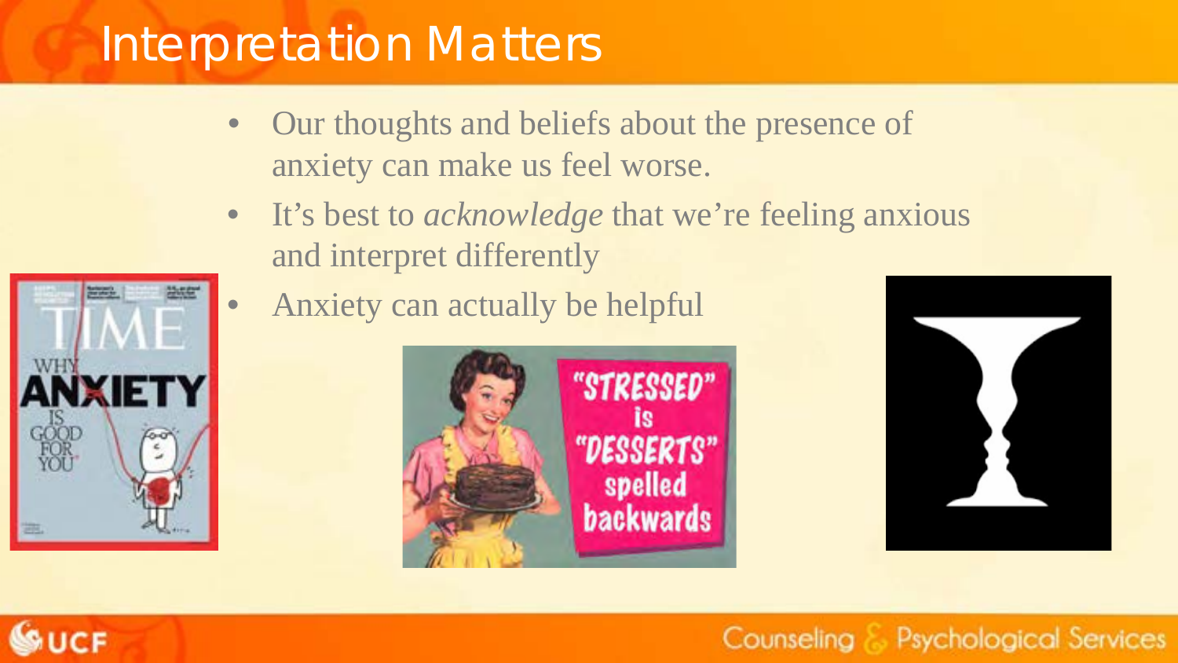# Interpretation Matters

- Our thoughts and beliefs about the presence of anxiety can make us feel worse.
- It's best to *acknowledge* that we're feeling anxious and interpret differently
- Anxiety can actually be helpful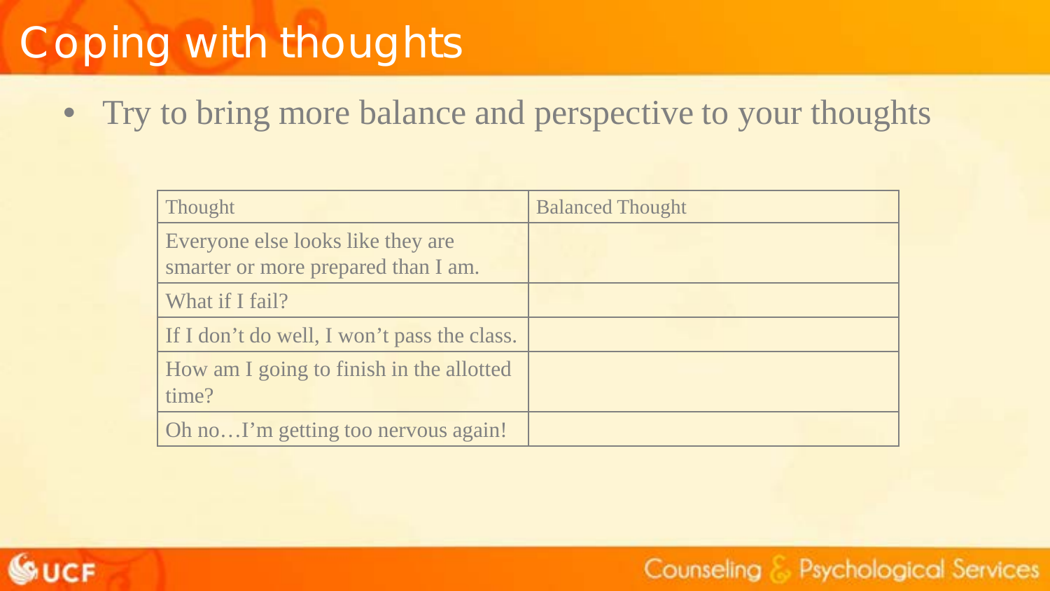# Coping with thoughts

- Try to bring more balance and perspective to your thoughts

| Thought | Balanced Thought |
| --- | --- |
| Everyone else looks like they are smarter or more prepared than I am. | |
| What if I fail? | |
| If I don't do well, I won't pass the class. | |
| How am I going to finish in the allotted time? | |
| Oh no…I'm getting too nervous again! | |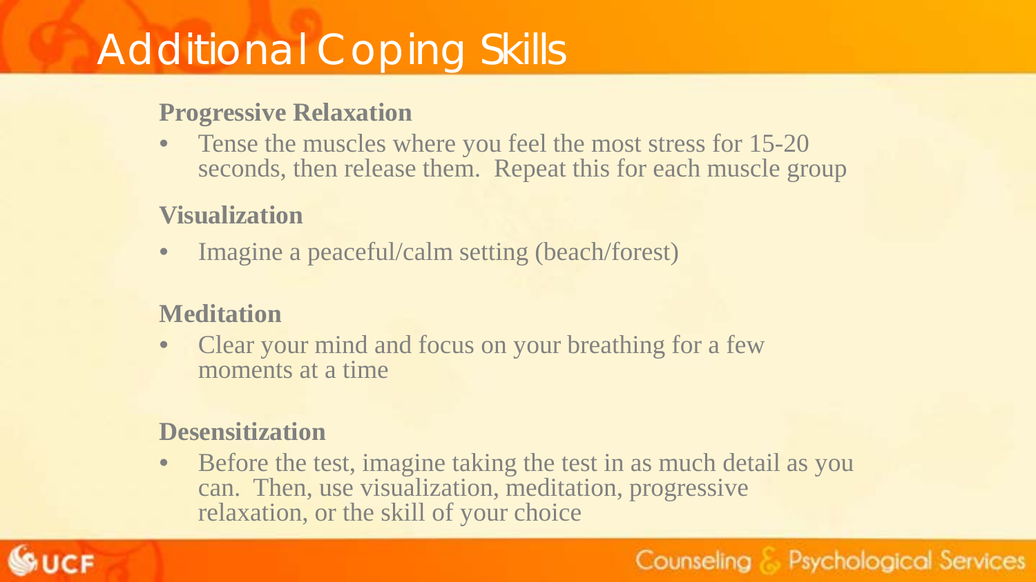# Additional Coping Skills

**Progressive Relaxation**

- Tense the muscles where you feel the most stress for 15-20 seconds, then release them. Repeat this for each muscle group

**Visualization**

- Imagine a peaceful/calm setting (beach/forest)

**Meditation**

- Clear your mind and focus on your breathing for a few moments at a time

**Desensitization**

- Before the test, imagine taking the test in as much detail as you can. Then, use visualization, meditation, progressive relaxation, or the skill of your choice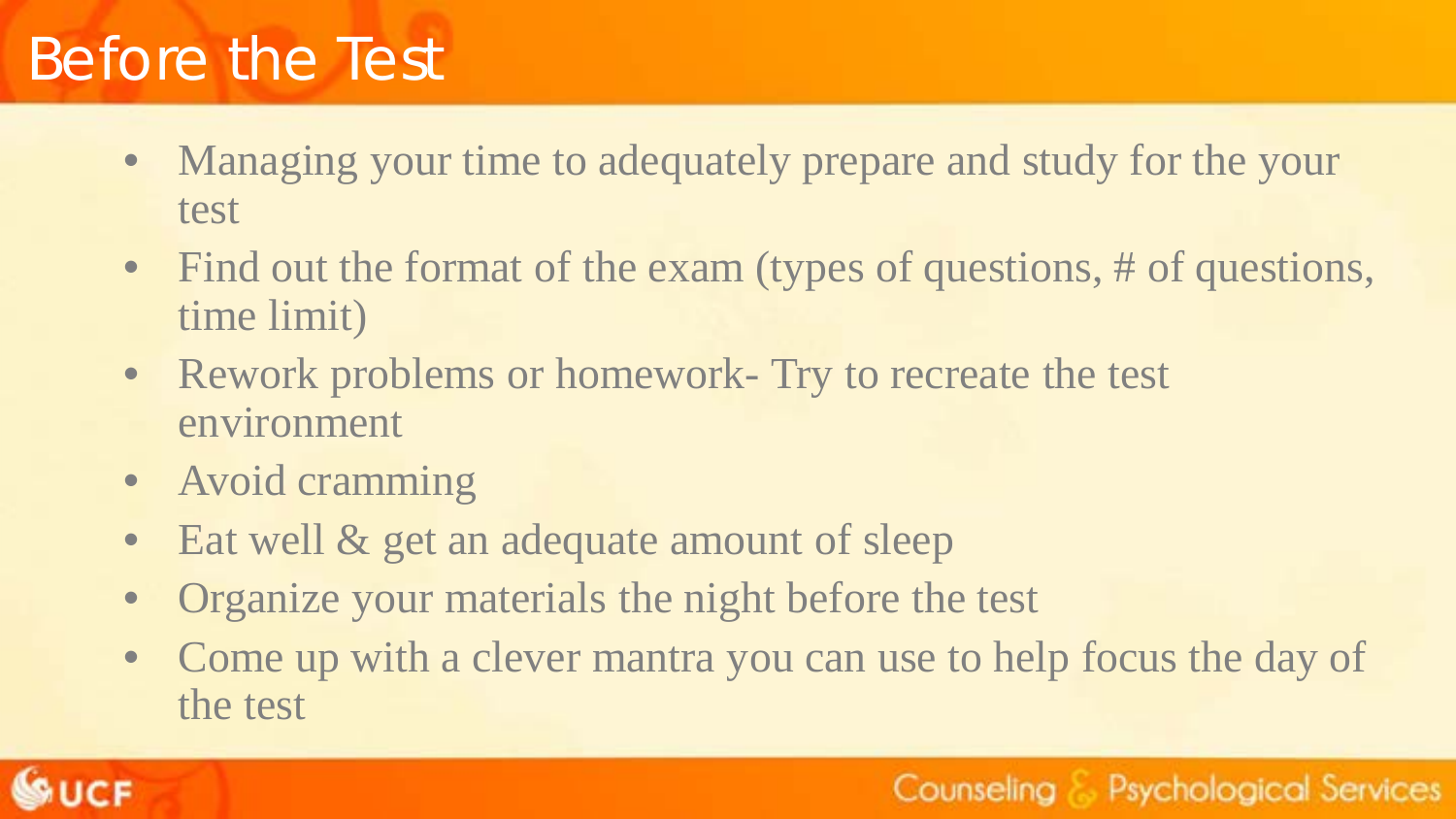# Before the Test

- Managing your time to adequately prepare and study for the your test
- Find out the format of the exam (types of questions, # of questions, time limit)
- Rework problems or homework- Try to recreate the test environment
- Avoid cramming
- Eat well & get an adequate amount of sleep
- Organize your materials the night before the test
- Come up with a clever mantra you can use to help focus the day of the test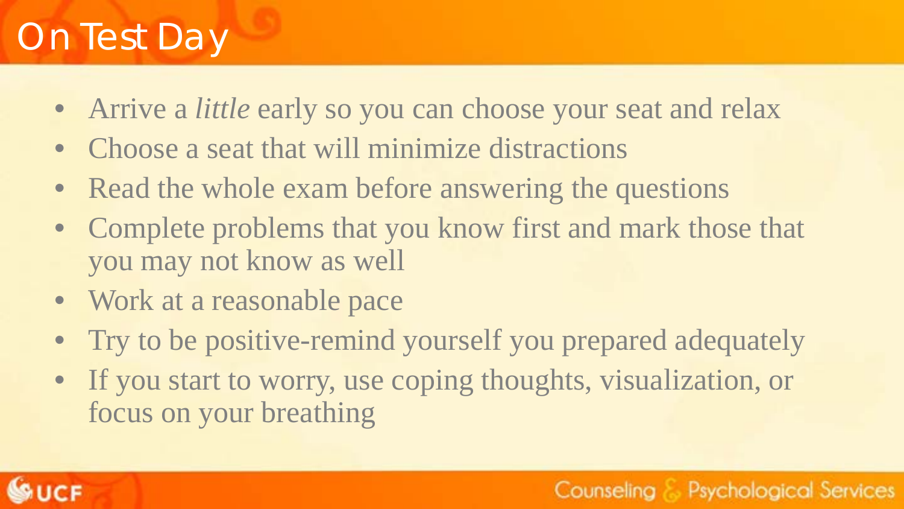# On Test Day

- Arrive a *little* early so you can choose your seat and relax
- Choose a seat that will minimize distractions
- Read the whole exam before answering the questions
- Complete problems that you know first and mark those that you may not know as well
- Work at a reasonable pace
- Try to be positive-remind yourself you prepared adequately
- If you start to worry, use coping thoughts, visualization, or focus on your breathing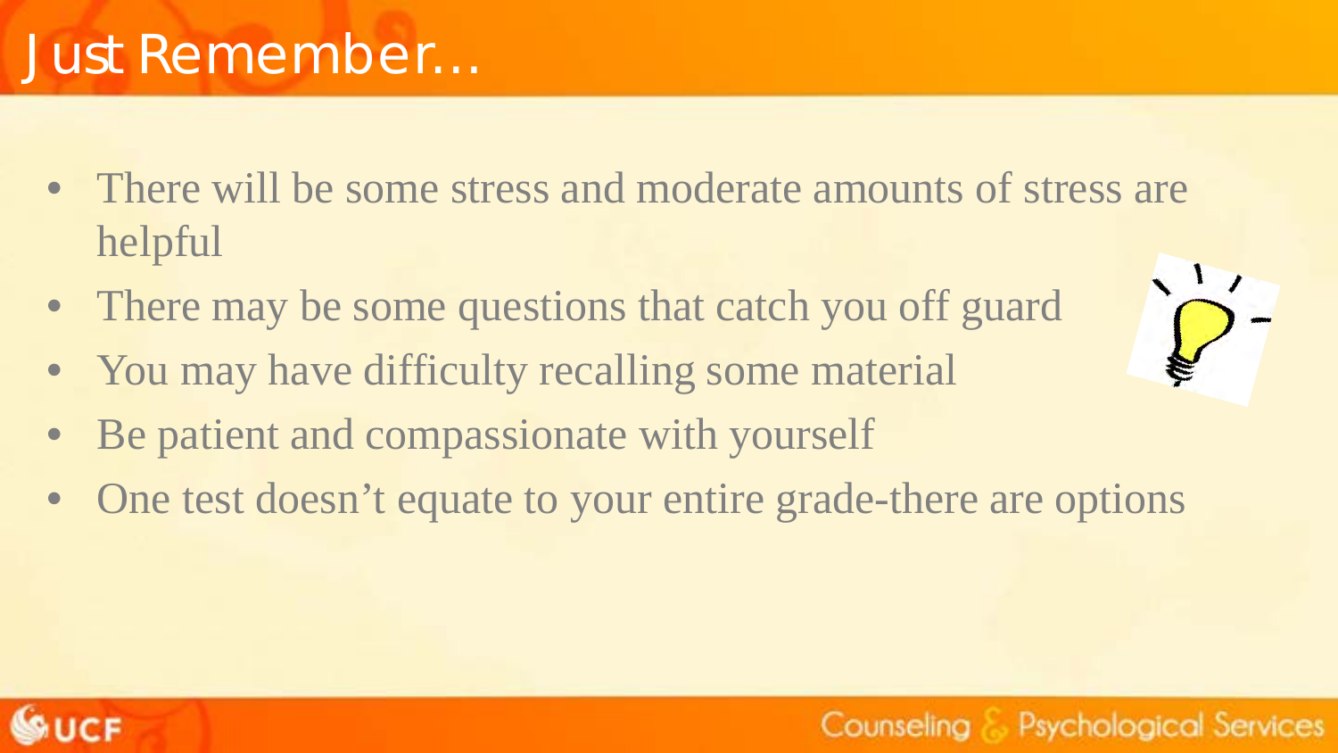# Just Remember…

- There will be some stress and moderate amounts of stress are helpful
- There may be some questions that catch you off guard
- You may have difficulty recalling some material
- Be patient and compassionate with yourself
- One test doesn't equate to your entire grade-there are options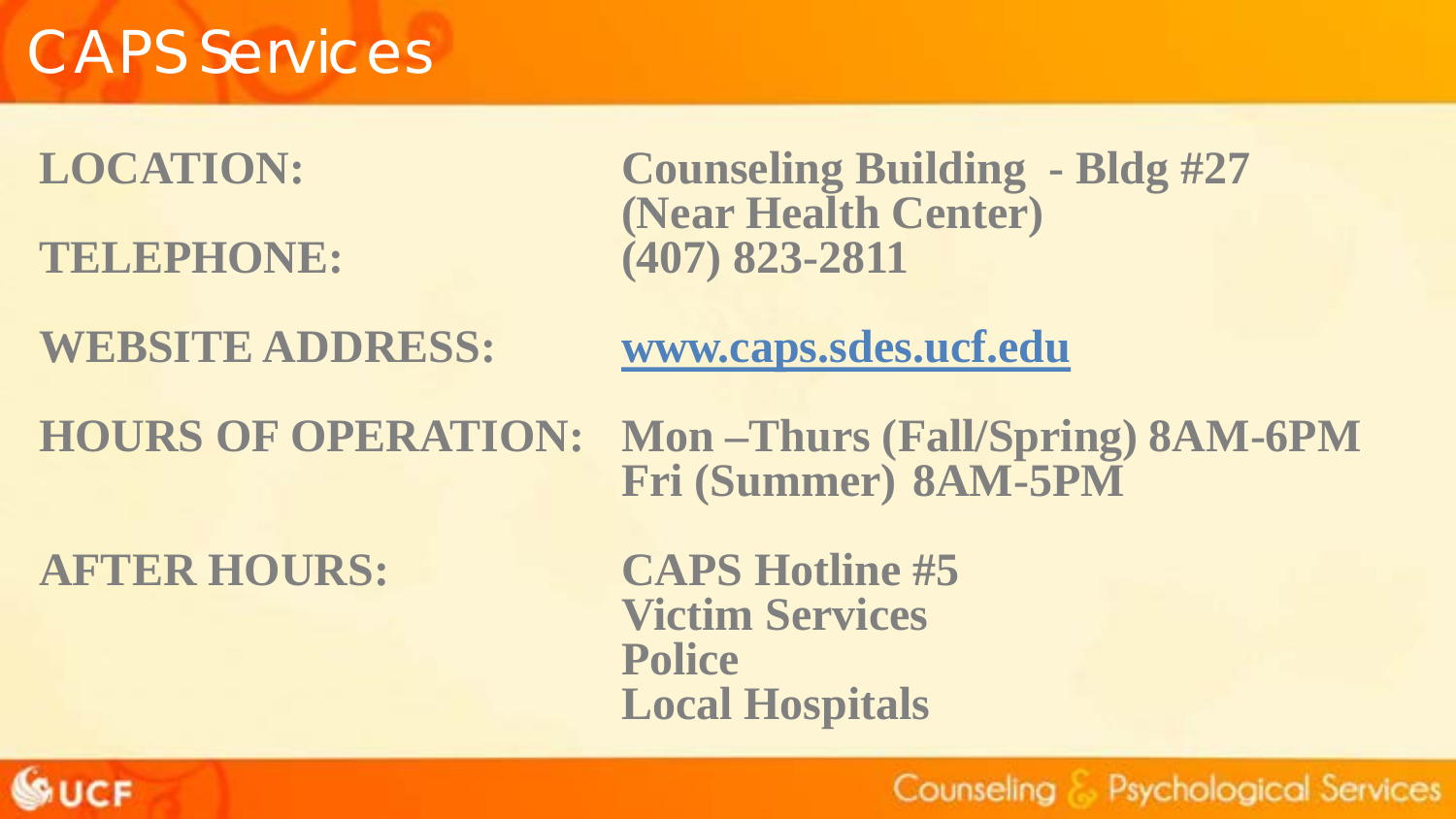# CAPS Services

**LOCATION:** Counseling Building - Bldg #27 (Near Health Center)

**TELEPHONE:** (407) 823-2811

**WEBSITE ADDRESS:** www.caps.sdes.ucf.edu

**HOURS OF OPERATION:** Mon –Thurs (Fall/Spring) 8AM-6PM
Fri (Summer) 8AM-5PM

**AFTER HOURS:**
- CAPS Hotline #5
- Victim Services
- Police
- Local Hospitals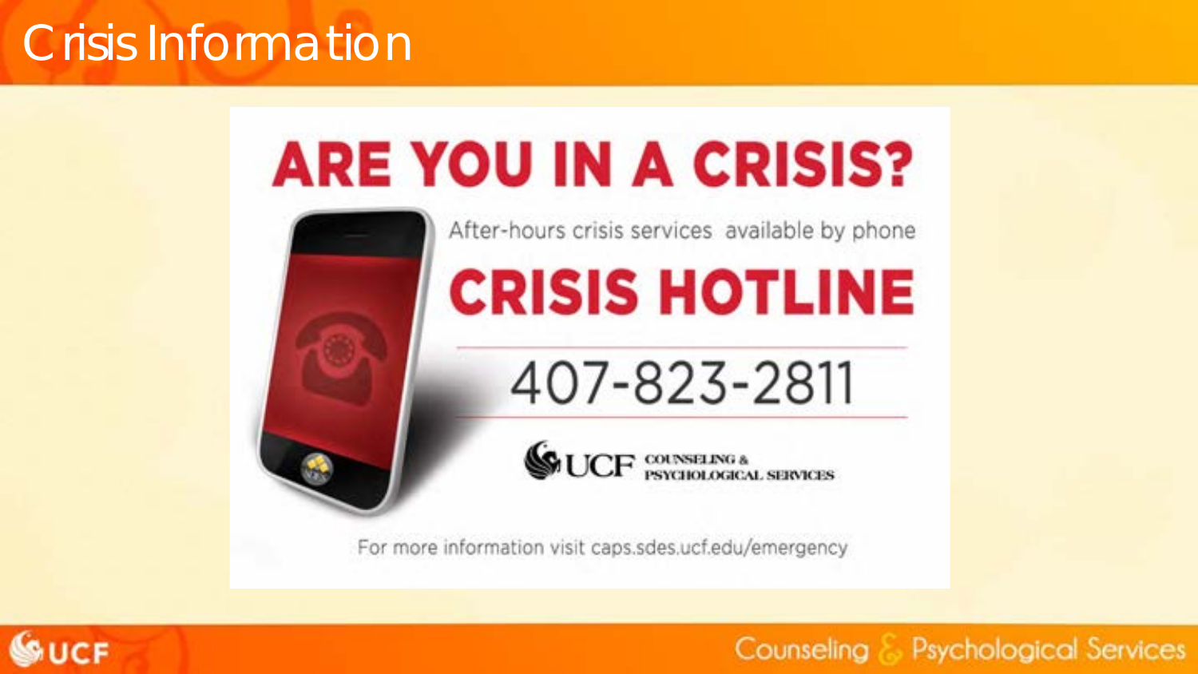# Crisis Information

## ARE YOU IN A CRISIS?

After-hours crisis services available by phone

## CRISIS HOTLINE

407-823-2811

UCF Counseling & Psychological Services

For more information visit caps.sdes.ucf.edu/emergency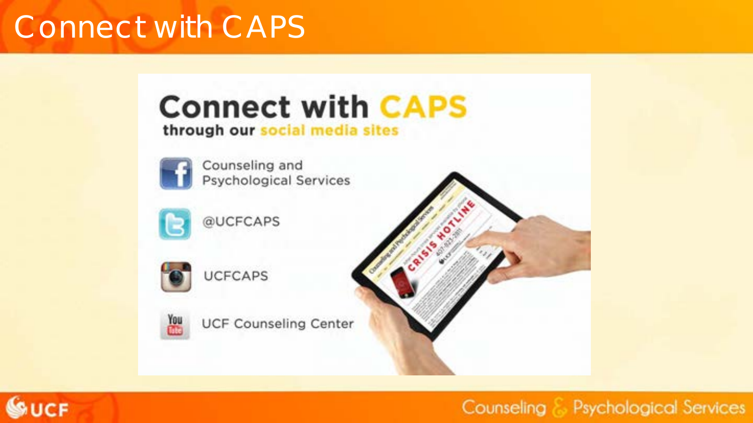# Connect with CAPS

## Connect with CAPS

through our social media sites

- Counseling and Psychological Services
- @UCFCAPS
- UCFCAPS
- UCF Counseling Center

UCF

Counseling & Psychological Services